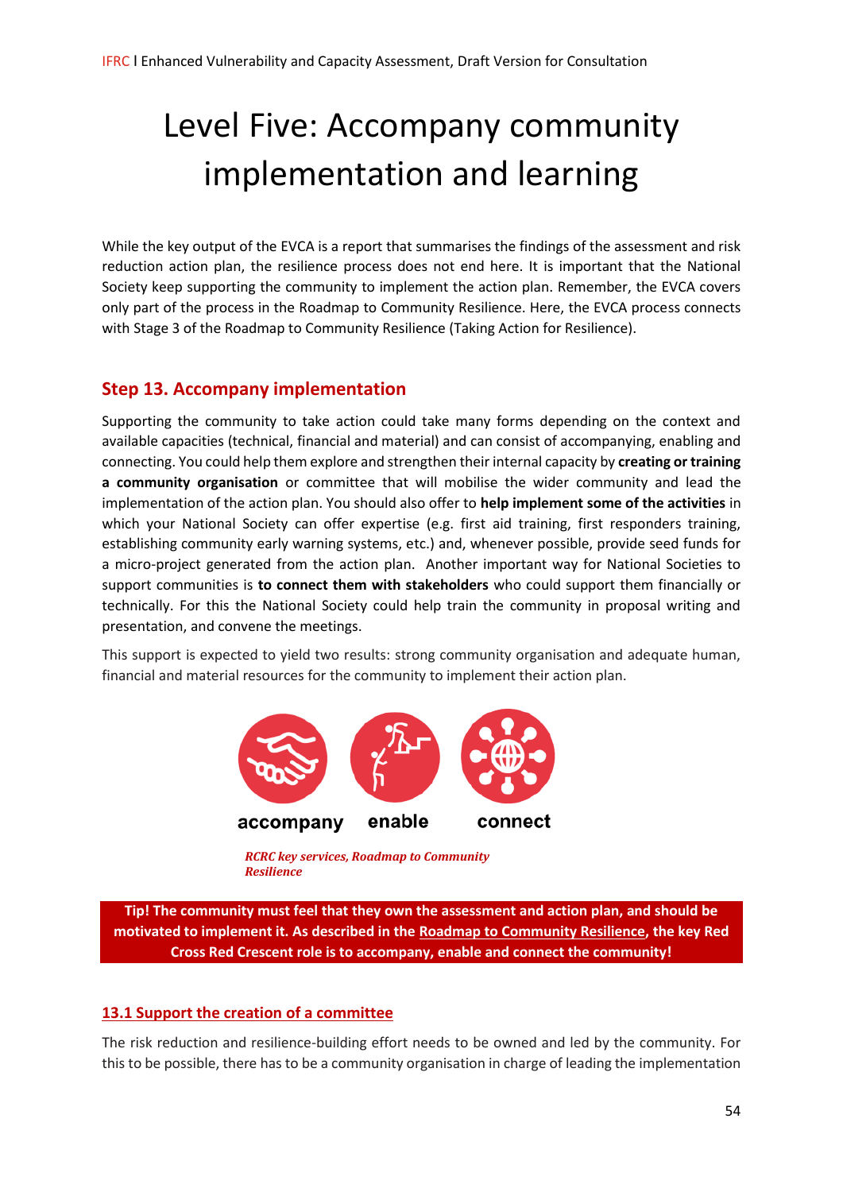# Level Five: Accompany community implementation and learning

While the key output of the EVCA is a report that summarises the findings of the assessment and risk reduction action plan, the resilience process does not end here. It is important that the National Society keep supporting the community to implement the action plan. Remember, the EVCA covers only part of the process in the Roadmap to Community Resilience. Here, the EVCA process connects with Stage 3 of the Roadmap to Community Resilience (Taking Action for Resilience).

## Step 13. Accompany implementation

Supporting the community to take action could take many forms depending on the context and available capacities (technical, financial and material) and can consist of accompanying, enabling and connecting. You could help them explore and strengthen their internal capacity by **creating or training a community organisation** or committee that will mobilise the wider community and lead the implementation of the action plan. You should also offer to **help implement some of the activities** in which your National Society can offer expertise (e.g. first aid training, first responders training, establishing community early warning systems, etc.) and, whenever possible, provide seed funds for a micro-project generated from the action plan. Another important way for National Societies to support communities is **to connect them with stakeholders** who could support them financially or technically. For this the National Society could help train the community in proposal writing and presentation, and convene the meetings.

This support is expected to yield two results: strong community organisation and adequate human, financial and material resources for the community to implement their action plan.

accompany enable connect

*RCRC key services, Roadmap to Community Resilience*

**Tip! The community must feel that they own the assessment and action plan, and should be motivated to implement it. As described in the Roadmap to Community Resilience, the key Red Cross Red Crescent role is to accompany, enable and connect the community!**

### 13.1 Support the creation of a committee

The risk reduction and resilience-building effort needs to be owned and led by the community. For this to be possible, there has to be a community organisation in charge of leading the implementation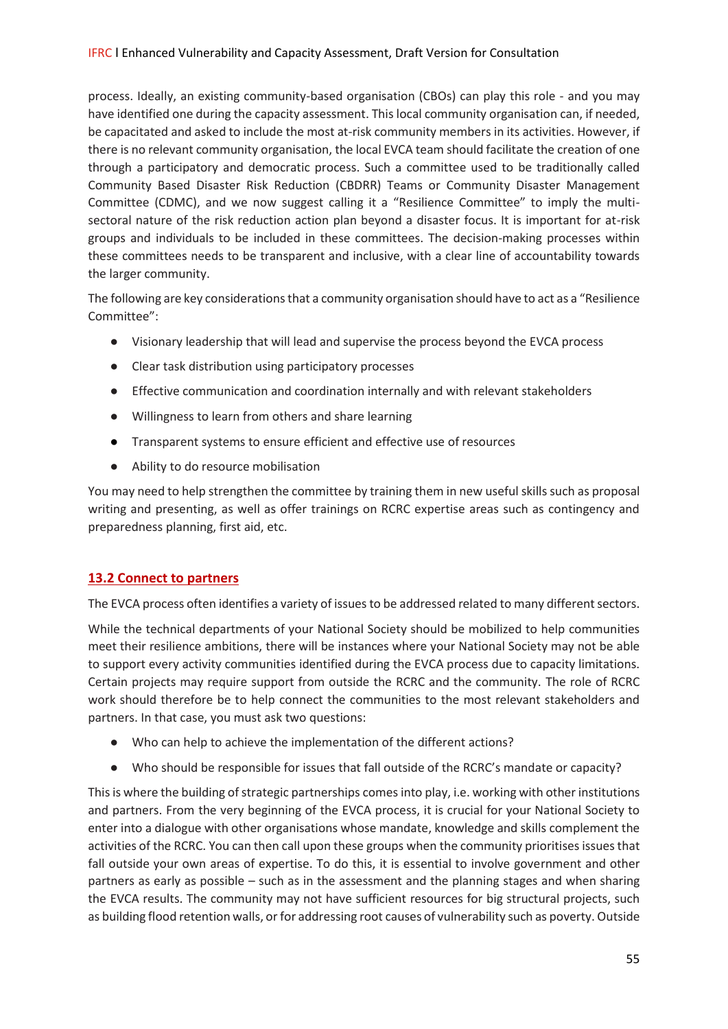process. Ideally, an existing community-based organisation (CBOs) can play this role - and you may have identified one during the capacity assessment. This local community organisation can, if needed, be capacitated and asked to include the most at-risk community members in its activities. However, if there is no relevant community organisation, the local EVCA team should facilitate the creation of one through a participatory and democratic process. Such a committee used to be traditionally called Community Based Disaster Risk Reduction (CBDRR) Teams or Community Disaster Management Committee (CDMC), and we now suggest calling it a "Resilience Committee" to imply the multi-sectoral nature of the risk reduction action plan beyond a disaster focus. It is important for at-risk groups and individuals to be included in these committees. The decision-making processes within these committees needs to be transparent and inclusive, with a clear line of accountability towards the larger community.

The following are key considerations that a community organisation should have to act as a "Resilience Committee":

- Visionary leadership that will lead and supervise the process beyond the EVCA process
- Clear task distribution using participatory processes
- Effective communication and coordination internally and with relevant stakeholders
- Willingness to learn from others and share learning
- Transparent systems to ensure efficient and effective use of resources
- Ability to do resource mobilisation

You may need to help strengthen the committee by training them in new useful skills such as proposal writing and presenting, as well as offer trainings on RCRC expertise areas such as contingency and preparedness planning, first aid, etc.

## 13.2 Connect to partners

The EVCA process often identifies a variety of issues to be addressed related to many different sectors.

While the technical departments of your National Society should be mobilized to help communities meet their resilience ambitions, there will be instances where your National Society may not be able to support every activity communities identified during the EVCA process due to capacity limitations. Certain projects may require support from outside the RCRC and the community. The role of RCRC work should therefore be to help connect the communities to the most relevant stakeholders and partners. In that case, you must ask two questions:

- Who can help to achieve the implementation of the different actions?
- Who should be responsible for issues that fall outside of the RCRC's mandate or capacity?

This is where the building of strategic partnerships comes into play, i.e. working with other institutions and partners. From the very beginning of the EVCA process, it is crucial for your National Society to enter into a dialogue with other organisations whose mandate, knowledge and skills complement the activities of the RCRC. You can then call upon these groups when the community prioritises issues that fall outside your own areas of expertise. To do this, it is essential to involve government and other partners as early as possible – such as in the assessment and the planning stages and when sharing the EVCA results. The community may not have sufficient resources for big structural projects, such as building flood retention walls, or for addressing root causes of vulnerability such as poverty. Outside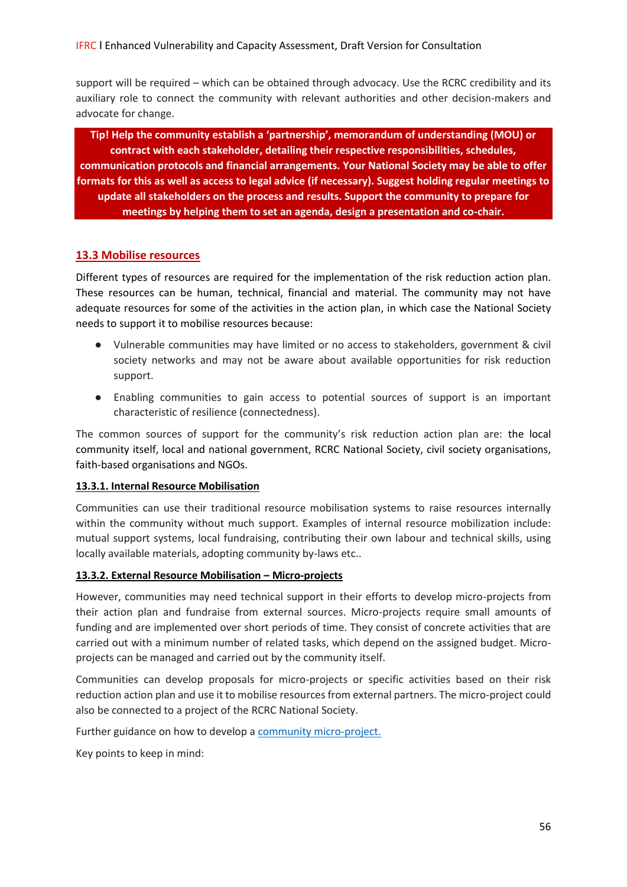support will be required – which can be obtained through advocacy. Use the RCRC credibility and its auxiliary role to connect the community with relevant authorities and other decision-makers and advocate for change.

**Tip! Help the community establish a 'partnership', memorandum of understanding (MOU) or contract with each stakeholder, detailing their respective responsibilities, schedules, communication protocols and financial arrangements. Your National Society may be able to offer formats for this as well as access to legal advice (if necessary). Suggest holding regular meetings to update all stakeholders on the process and results. Support the community to prepare for meetings by helping them to set an agenda, design a presentation and co-chair.**

## 13.3 Mobilise resources

Different types of resources are required for the implementation of the risk reduction action plan. These resources can be human, technical, financial and material. The community may not have adequate resources for some of the activities in the action plan, in which case the National Society needs to support it to mobilise resources because:

- Vulnerable communities may have limited or no access to stakeholders, government & civil society networks and may not be aware about available opportunities for risk reduction support.
- Enabling communities to gain access to potential sources of support is an important characteristic of resilience (connectedness).

The common sources of support for the community's risk reduction action plan are: the local community itself, local and national government, RCRC National Society, civil society organisations, faith-based organisations and NGOs.

### 13.3.1. Internal Resource Mobilisation

Communities can use their traditional resource mobilisation systems to raise resources internally within the community without much support. Examples of internal resource mobilization include: mutual support systems, local fundraising, contributing their own labour and technical skills, using locally available materials, adopting community by-laws etc..

### 13.3.2. External Resource Mobilisation – Micro-projects

However, communities may need technical support in their efforts to develop micro-projects from their action plan and fundraise from external sources. Micro-projects require small amounts of funding and are implemented over short periods of time. They consist of concrete activities that are carried out with a minimum number of related tasks, which depend on the assigned budget. Micro-projects can be managed and carried out by the community itself.

Communities can develop proposals for micro-projects or specific activities based on their risk reduction action plan and use it to mobilise resources from external partners. The micro-project could also be connected to a project of the RCRC National Society.

Further guidance on how to develop a community micro-project.

Key points to keep in mind: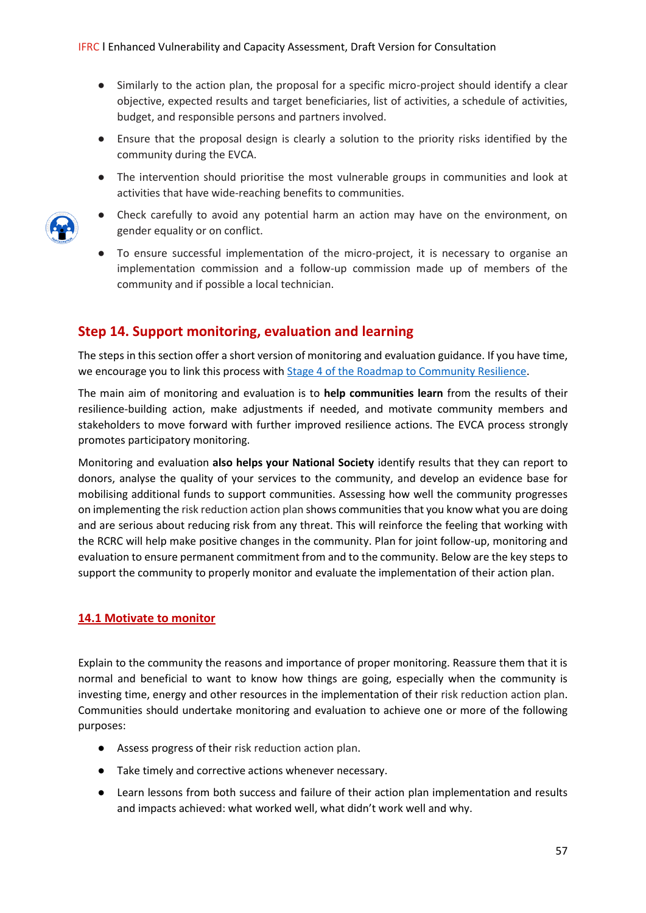- Similarly to the action plan, the proposal for a specific micro-project should identify a clear objective, expected results and target beneficiaries, list of activities, a schedule of activities, budget, and responsible persons and partners involved.
- Ensure that the proposal design is clearly a solution to the priority risks identified by the community during the EVCA.
- The intervention should prioritise the most vulnerable groups in communities and look at activities that have wide-reaching benefits to communities.
- Check carefully to avoid any potential harm an action may have on the environment, on gender equality or on conflict.
- To ensure successful implementation of the micro-project, it is necessary to organise an implementation commission and a follow-up commission made up of members of the community and if possible a local technician.

## Step 14. Support monitoring, evaluation and learning

The steps in this section offer a short version of monitoring and evaluation guidance. If you have time, we encourage you to link this process with [Stage 4 of the Roadmap to Community Resilience](#).

The main aim of monitoring and evaluation is to **help communities learn** from the results of their resilience-building action, make adjustments if needed, and motivate community members and stakeholders to move forward with further improved resilience actions. The EVCA process strongly promotes participatory monitoring.

Monitoring and evaluation **also helps your National Society** identify results that they can report to donors, analyse the quality of your services to the community, and develop an evidence base for mobilising additional funds to support communities. Assessing how well the community progresses on implementing the risk reduction action plan shows communities that you know what you are doing and are serious about reducing risk from any threat. This will reinforce the feeling that working with the RCRC will help make positive changes in the community. Plan for joint follow-up, monitoring and evaluation to ensure permanent commitment from and to the community. Below are the key steps to support the community to properly monitor and evaluate the implementation of their action plan.

### 14.1 Motivate to monitor

Explain to the community the reasons and importance of proper monitoring. Reassure them that it is normal and beneficial to want to know how things are going, especially when the community is investing time, energy and other resources in the implementation of their risk reduction action plan. Communities should undertake monitoring and evaluation to achieve one or more of the following purposes:

- Assess progress of their risk reduction action plan.
- Take timely and corrective actions whenever necessary.
- Learn lessons from both success and failure of their action plan implementation and results and impacts achieved: what worked well, what didn't work well and why.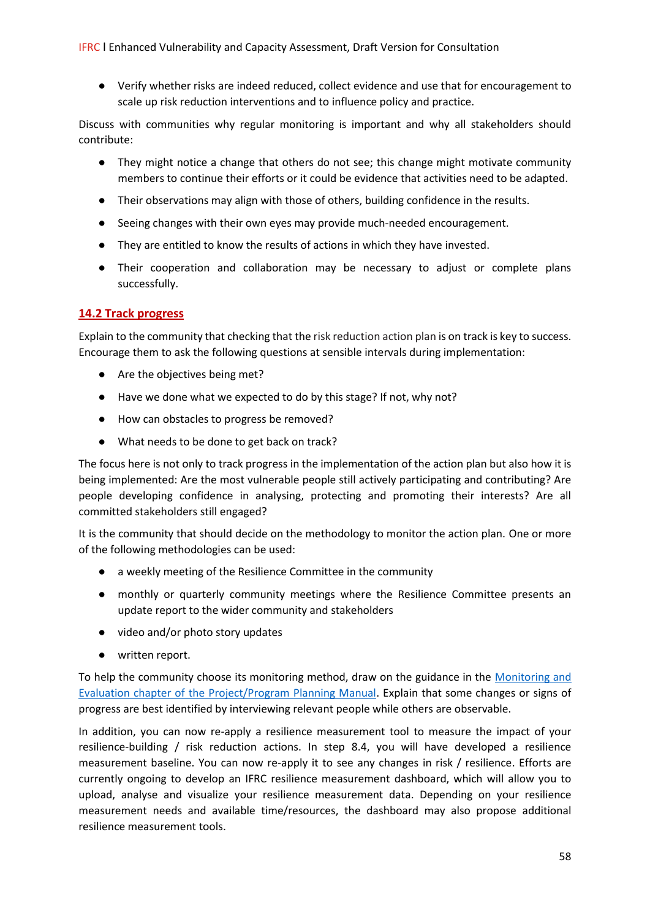- Verify whether risks are indeed reduced, collect evidence and use that for encouragement to scale up risk reduction interventions and to influence policy and practice.

Discuss with communities why regular monitoring is important and why all stakeholders should contribute:

- They might notice a change that others do not see; this change might motivate community members to continue their efforts or it could be evidence that activities need to be adapted.
- Their observations may align with those of others, building confidence in the results.
- Seeing changes with their own eyes may provide much-needed encouragement.
- They are entitled to know the results of actions in which they have invested.
- Their cooperation and collaboration may be necessary to adjust or complete plans successfully.

## 14.2 Track progress

Explain to the community that checking that the risk reduction action plan is on track is key to success. Encourage them to ask the following questions at sensible intervals during implementation:

- Are the objectives being met?
- Have we done what we expected to do by this stage? If not, why not?
- How can obstacles to progress be removed?
- What needs to be done to get back on track?

The focus here is not only to track progress in the implementation of the action plan but also how it is being implemented: Are the most vulnerable people still actively participating and contributing? Are people developing confidence in analysing, protecting and promoting their interests? Are all committed stakeholders still engaged?

It is the community that should decide on the methodology to monitor the action plan. One or more of the following methodologies can be used:

- a weekly meeting of the Resilience Committee in the community
- monthly or quarterly community meetings where the Resilience Committee presents an update report to the wider community and stakeholders
- video and/or photo story updates
- written report.

To help the community choose its monitoring method, draw on the guidance in the [Monitoring and Evaluation chapter of the Project/Program Planning Manual](). Explain that some changes or signs of progress are best identified by interviewing relevant people while others are observable.

In addition, you can now re-apply a resilience measurement tool to measure the impact of your resilience-building / risk reduction actions. In step 8.4, you will have developed a resilience measurement baseline. You can now re-apply it to see any changes in risk / resilience. Efforts are currently ongoing to develop an IFRC resilience measurement dashboard, which will allow you to upload, analyse and visualize your resilience measurement data. Depending on your resilience measurement needs and available time/resources, the dashboard may also propose additional resilience measurement tools.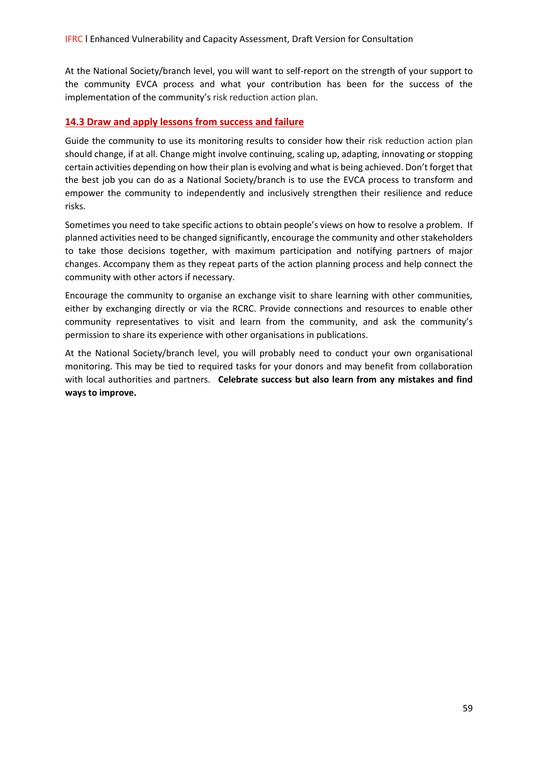At the National Society/branch level, you will want to self-report on the strength of your support to the community EVCA process and what your contribution has been for the success of the implementation of the community's risk reduction action plan.

### 14.3 Draw and apply lessons from success and failure

Guide the community to use its monitoring results to consider how their risk reduction action plan should change, if at all. Change might involve continuing, scaling up, adapting, innovating or stopping certain activities depending on how their plan is evolving and what is being achieved. Don't forget that the best job you can do as a National Society/branch is to use the EVCA process to transform and empower the community to independently and inclusively strengthen their resilience and reduce risks.

Sometimes you need to take specific actions to obtain people's views on how to resolve a problem. If planned activities need to be changed significantly, encourage the community and other stakeholders to take those decisions together, with maximum participation and notifying partners of major changes. Accompany them as they repeat parts of the action planning process and help connect the community with other actors if necessary.

Encourage the community to organise an exchange visit to share learning with other communities, either by exchanging directly or via the RCRC. Provide connections and resources to enable other community representatives to visit and learn from the community, and ask the community's permission to share its experience with other organisations in publications.

At the National Society/branch level, you will probably need to conduct your own organisational monitoring. This may be tied to required tasks for your donors and may benefit from collaboration with local authorities and partners. **Celebrate success but also learn from any mistakes and find ways to improve.**